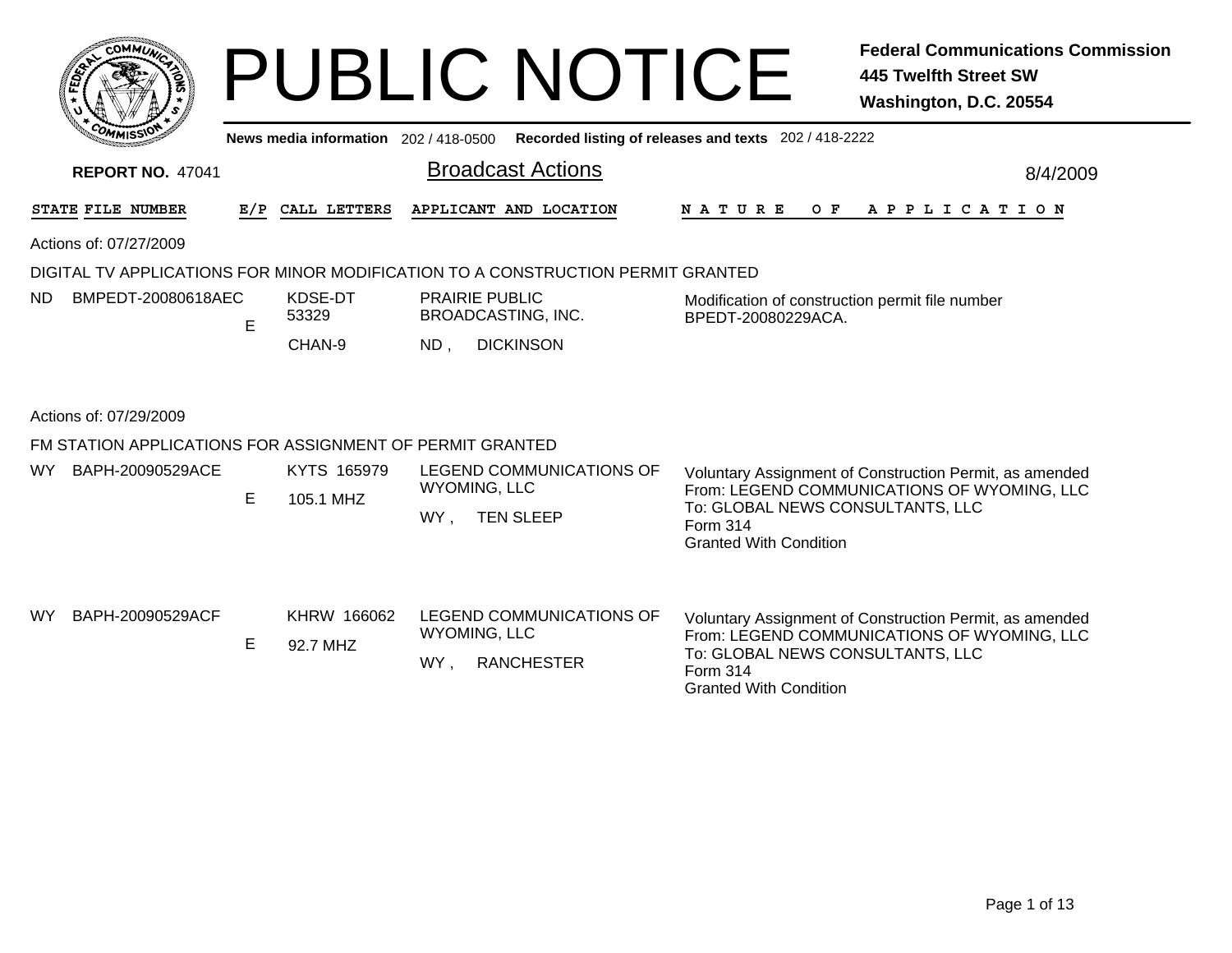# PUBLIC NOTICE

**Federal Communications Commission**
**445 Twelfth Street SW**
**Washington, D.C. 20554**

**News media information** 202 / 418-0500 **Recorded listing of releases and texts** 202 / 418-2222

**REPORT NO.** 47041

## Broadcast Actions

8/4/2009

| STATE | FILE NUMBER | E/P | CALL LETTERS | APPLICANT AND LOCATION | NATURE OF APPLICATION |
|---|---|---|---|---|---|

Actions of: 07/27/2009

DIGITAL TV APPLICATIONS FOR MINOR MODIFICATION TO A CONSTRUCTION PERMIT GRANTED

| STATE | FILE NUMBER | E/P | CALL LETTERS | APPLICANT AND LOCATION | NATURE OF APPLICATION |
|---|---|---|---|---|---|
| ND | BMPEDT-20080618AEC | E | KDSE-DT 53329 CHAN-9 | PRAIRIE PUBLIC BROADCASTING, INC. ND , DICKINSON | Modification of construction permit file number BPEDT-20080229ACA. |

Actions of: 07/29/2009

FM STATION APPLICATIONS FOR ASSIGNMENT OF PERMIT GRANTED

| STATE | FILE NUMBER | E/P | CALL LETTERS | APPLICANT AND LOCATION | NATURE OF APPLICATION |
|---|---|---|---|---|---|
| WY | BAPH-20090529ACE | E | KYTS 165979 105.1 MHZ | LEGEND COMMUNICATIONS OF WYOMING, LLC WY , TEN SLEEP | Voluntary Assignment of Construction Permit, as amended From: LEGEND COMMUNICATIONS OF WYOMING, LLC To: GLOBAL NEWS CONSULTANTS, LLC Form 314 Granted With Condition |
| WY | BAPH-20090529ACF | E | KHRW 166062 92.7 MHZ | LEGEND COMMUNICATIONS OF WYOMING, LLC WY , RANCHESTER | Voluntary Assignment of Construction Permit, as amended From: LEGEND COMMUNICATIONS OF WYOMING, LLC To: GLOBAL NEWS CONSULTANTS, LLC Form 314 Granted With Condition |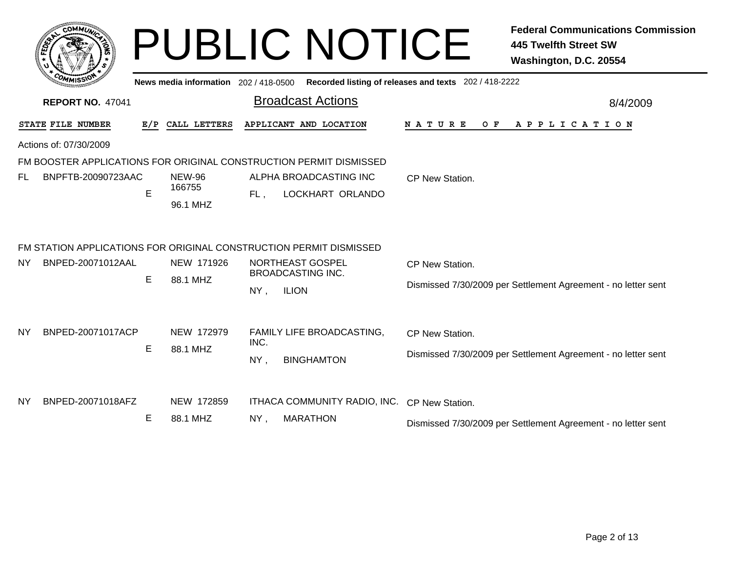# PUBLIC NOTICE

**Federal Communications Commission**
**445 Twelfth Street SW**
**Washington, D.C. 20554**

News media information 202 / 418-0500 Recorded listing of releases and texts 202 / 418-2222

**REPORT NO.** 47041

## Broadcast Actions

8/4/2009

Actions of: 07/30/2009

### FM BOOSTER APPLICATIONS FOR ORIGINAL CONSTRUCTION PERMIT DISMISSED

| STATE | FILE NUMBER | E/P | CALL LETTERS | APPLICANT AND LOCATION | NATURE OF APPLICATION |
|---|---|---|---|---|---|
| FL | BNPFTB-20090723AAC | E | NEW-96 166755 96.1 MHZ | ALPHA BROADCASTING INC FL , LOCKHART ORLANDO | CP New Station. |

### FM STATION APPLICATIONS FOR ORIGINAL CONSTRUCTION PERMIT DISMISSED

| STATE | FILE NUMBER | E/P | CALL LETTERS | APPLICANT AND LOCATION | NATURE OF APPLICATION |
|---|---|---|---|---|---|
| NY | BNPED-20071012AAL | E | NEW 171926 88.1 MHZ | NORTHEAST GOSPEL BROADCASTING INC. NY , ILION | CP New Station. Dismissed 7/30/2009 per Settlement Agreement - no letter sent |
| NY | BNPED-20071017ACP | E | NEW 172979 88.1 MHZ | FAMILY LIFE BROADCASTING, INC. NY , BINGHAMTON | CP New Station. Dismissed 7/30/2009 per Settlement Agreement - no letter sent |
| NY | BNPED-20071018AFZ | E | NEW 172859 88.1 MHZ | ITHACA COMMUNITY RADIO, INC. NY , MARATHON | CP New Station. Dismissed 7/30/2009 per Settlement Agreement - no letter sent |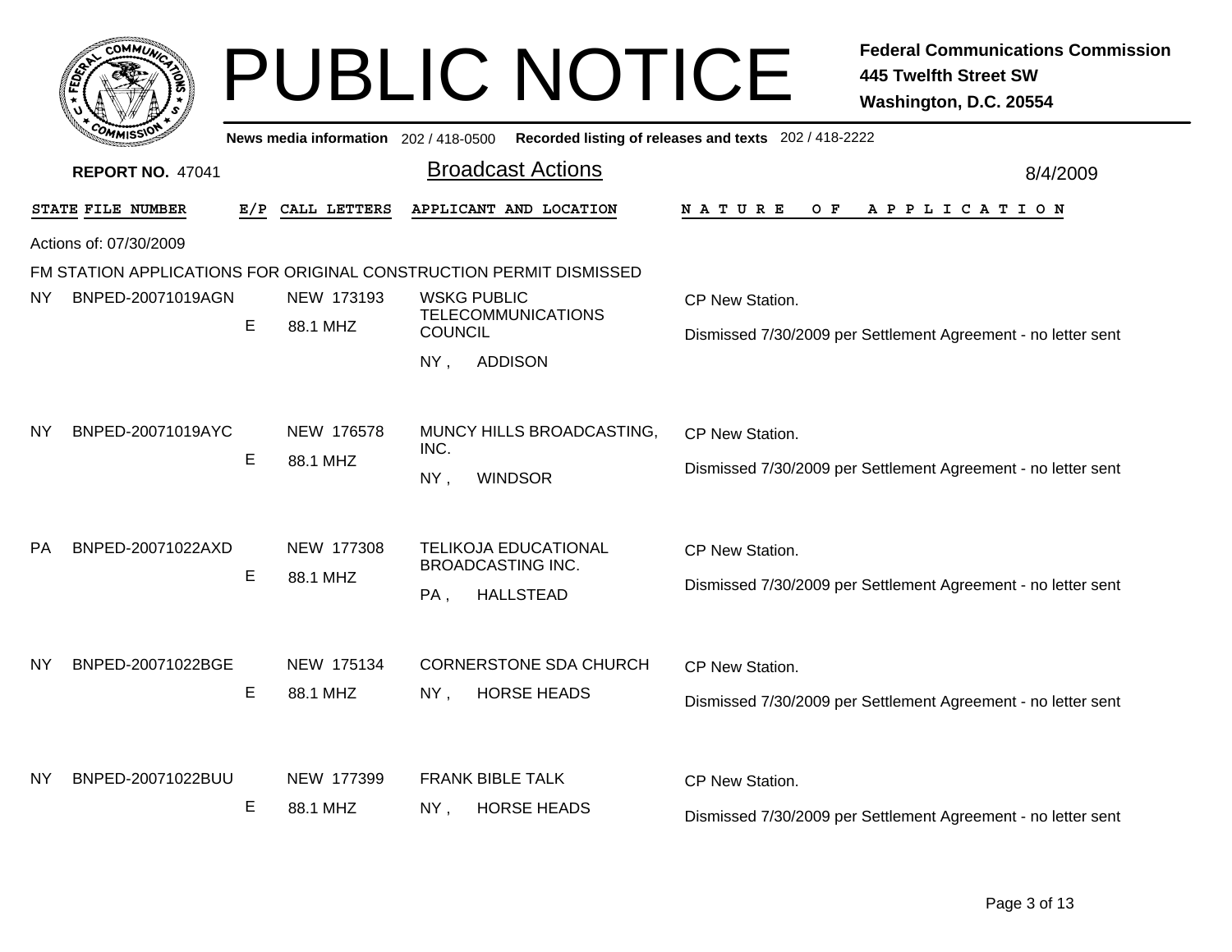# PUBLIC NOTICE

**Federal Communications Commission**
**445 Twelfth Street SW**
**Washington, D.C. 20554**

News media information 202 / 418-0500 Recorded listing of releases and texts 202 / 418-2222

**REPORT NO.** 47041

## Broadcast Actions

8/4/2009

Actions of: 07/30/2009

FM STATION APPLICATIONS FOR ORIGINAL CONSTRUCTION PERMIT DISMISSED

| STATE | FILE NUMBER | E/P | CALL LETTERS | APPLICANT AND LOCATION | NATURE OF APPLICATION |
|---|---|---|---|---|---|
| NY | BNPED-20071019AGN | E | NEW 173193<br>88.1 MHZ | WSKG PUBLIC TELECOMMUNICATIONS COUNCIL<br>NY , ADDISON | CP New Station.<br>Dismissed 7/30/2009 per Settlement Agreement - no letter sent |
| NY | BNPED-20071019AYC | E | NEW 176578<br>88.1 MHZ | MUNCY HILLS BROADCASTING, INC.<br>NY , WINDSOR | CP New Station.<br>Dismissed 7/30/2009 per Settlement Agreement - no letter sent |
| PA | BNPED-20071022AXD | E | NEW 177308<br>88.1 MHZ | TELIKOJA EDUCATIONAL BROADCASTING INC.<br>PA , HALLSTEAD | CP New Station.<br>Dismissed 7/30/2009 per Settlement Agreement - no letter sent |
| NY | BNPED-20071022BGE | E | NEW 175134<br>88.1 MHZ | CORNERSTONE SDA CHURCH<br>NY , HORSE HEADS | CP New Station.<br>Dismissed 7/30/2009 per Settlement Agreement - no letter sent |
| NY | BNPED-20071022BUU | E | NEW 177399<br>88.1 MHZ | FRANK BIBLE TALK<br>NY , HORSE HEADS | CP New Station.<br>Dismissed 7/30/2009 per Settlement Agreement - no letter sent |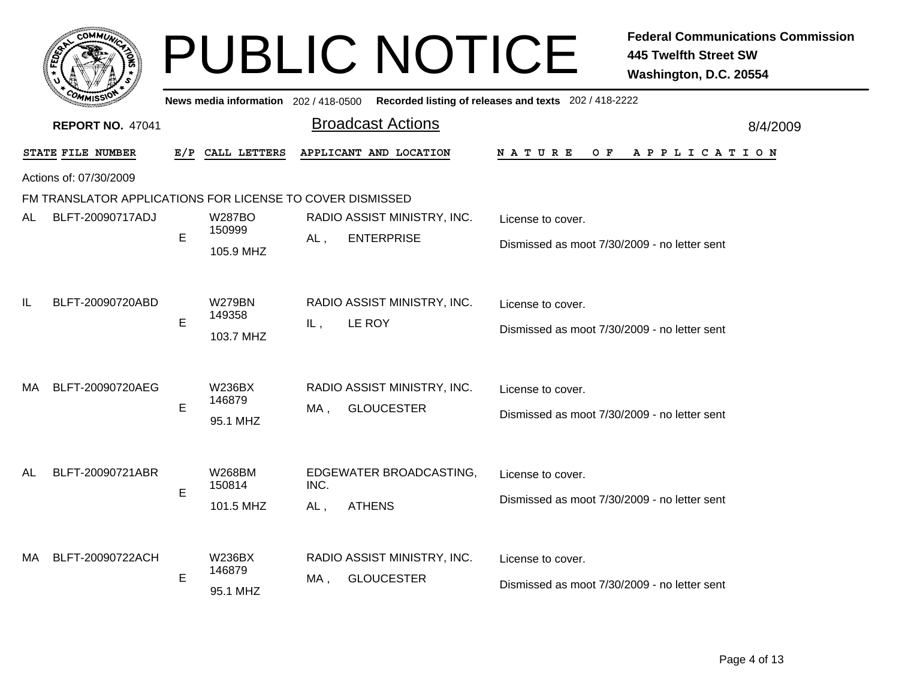# PUBLIC NOTICE

**Federal Communications Commission**
**445 Twelfth Street SW**
**Washington, D.C. 20554**

**News media information** 202 / 418-0500 **Recorded listing of releases and texts** 202 / 418-2222

**REPORT NO.** 47041

## Broadcast Actions

8/4/2009

Actions of: 07/30/2009

### FM TRANSLATOR APPLICATIONS FOR LICENSE TO COVER DISMISSED

| STATE | FILE NUMBER | E/P | CALL LETTERS | APPLICANT AND LOCATION | NATURE OF APPLICATION |
|---|---|---|---|---|---|
| AL | BLFT-20090717ADJ | E | W287BO 150999 105.9 MHZ | RADIO ASSIST MINISTRY, INC. AL , ENTERPRISE | License to cover. Dismissed as moot 7/30/2009 - no letter sent |
| IL | BLFT-20090720ABD | E | W279BN 149358 103.7 MHZ | RADIO ASSIST MINISTRY, INC. IL , LE ROY | License to cover. Dismissed as moot 7/30/2009 - no letter sent |
| MA | BLFT-20090720AEG | E | W236BX 146879 95.1 MHZ | RADIO ASSIST MINISTRY, INC. MA , GLOUCESTER | License to cover. Dismissed as moot 7/30/2009 - no letter sent |
| AL | BLFT-20090721ABR | E | W268BM 150814 101.5 MHZ | EDGEWATER BROADCASTING, INC. AL , ATHENS | License to cover. Dismissed as moot 7/30/2009 - no letter sent |
| MA | BLFT-20090722ACH | E | W236BX 146879 95.1 MHZ | RADIO ASSIST MINISTRY, INC. MA , GLOUCESTER | License to cover. Dismissed as moot 7/30/2009 - no letter sent |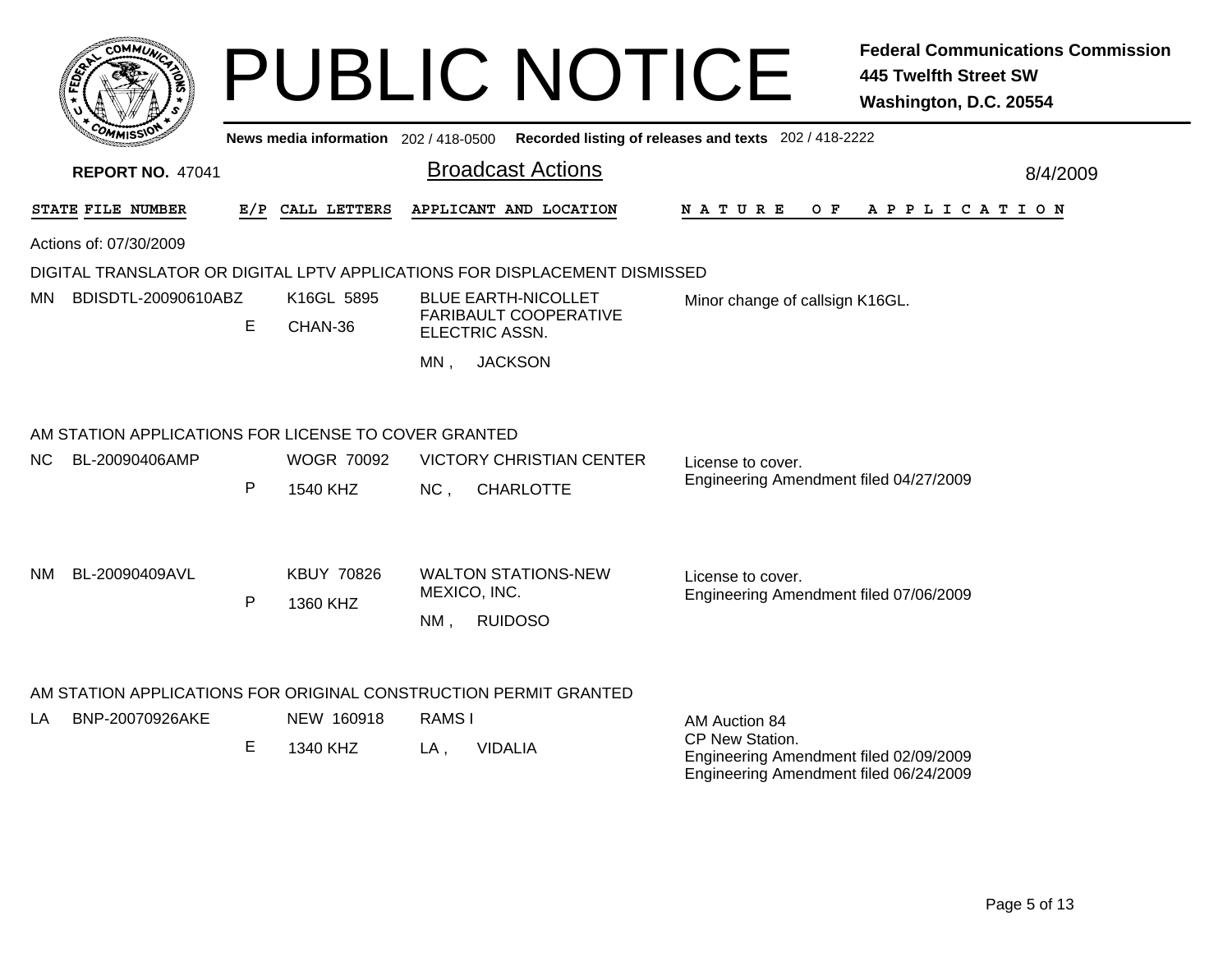# PUBLIC NOTICE

**Federal Communications Commission**
**445 Twelfth Street SW**
**Washington, D.C. 20554**

News media information 202 / 418-0500 Recorded listing of releases and texts 202 / 418-2222

**REPORT NO.** 47041

## Broadcast Actions

8/4/2009

Actions of: 07/30/2009

### DIGITAL TRANSLATOR OR DIGITAL LPTV APPLICATIONS FOR DISPLACEMENT DISMISSED

| STATE | FILE NUMBER | E/P | CALL LETTERS | APPLICANT AND LOCATION | NATURE OF APPLICATION |
|---|---|---|---|---|---|
| MN | BDISDTL-20090610ABZ | E | K16GL 5895<br>CHAN-36 | BLUE EARTH-NICOLLET FARIBAULT COOPERATIVE ELECTRIC ASSN.<br>MN , JACKSON | Minor change of callsign K16GL. |

### AM STATION APPLICATIONS FOR LICENSE TO COVER GRANTED

| STATE | FILE NUMBER | E/P | CALL LETTERS | APPLICANT AND LOCATION | NATURE OF APPLICATION |
|---|---|---|---|---|---|
| NC | BL-20090406AMP | P | WOGR 70092<br>1540 KHZ | VICTORY CHRISTIAN CENTER<br>NC , CHARLOTTE | License to cover.<br>Engineering Amendment filed 04/27/2009 |
| NM | BL-20090409AVL | P | KBUY 70826<br>1360 KHZ | WALTON STATIONS-NEW MEXICO, INC.<br>NM , RUIDOSO | License to cover.<br>Engineering Amendment filed 07/06/2009 |

### AM STATION APPLICATIONS FOR ORIGINAL CONSTRUCTION PERMIT GRANTED

| STATE | FILE NUMBER | E/P | CALL LETTERS | APPLICANT AND LOCATION | NATURE OF APPLICATION |
|---|---|---|---|---|---|
| LA | BNP-20070926AKE | E | NEW 160918<br>1340 KHZ | RAMS I<br>LA , VIDALIA | AM Auction 84<br>CP New Station.<br>Engineering Amendment filed 02/09/2009<br>Engineering Amendment filed 06/24/2009 |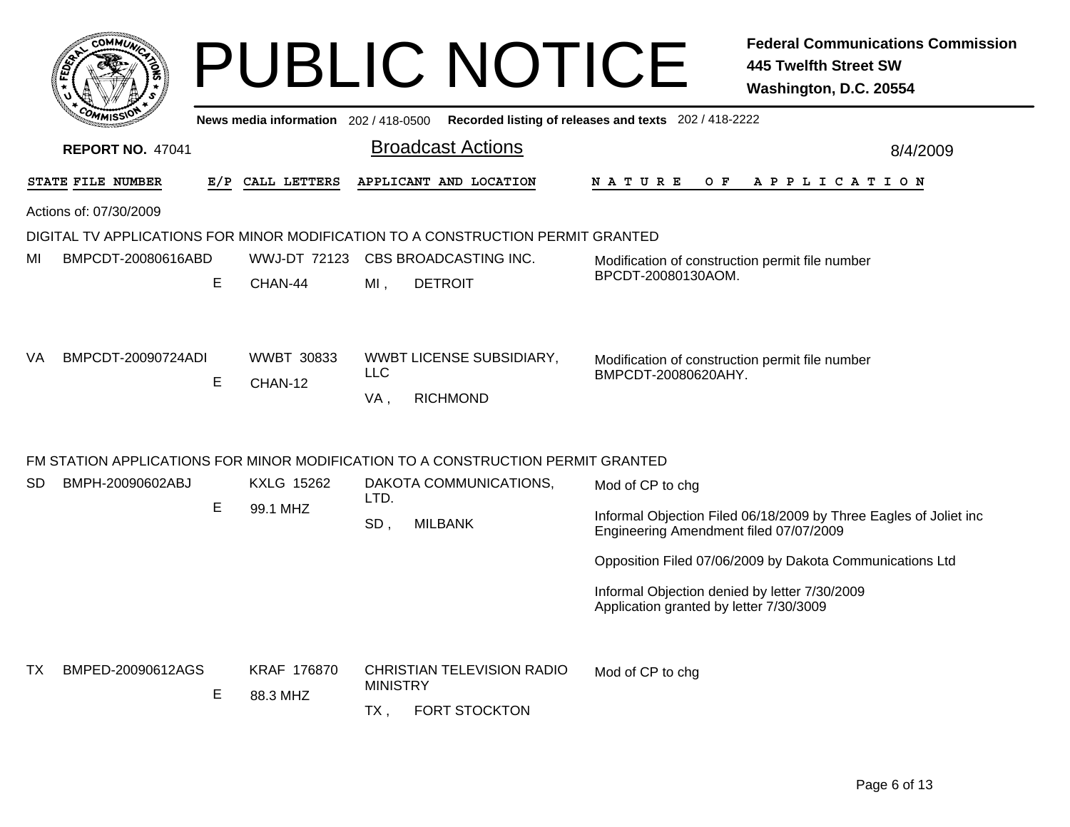# PUBLIC NOTICE

**Federal Communications Commission**
**445 Twelfth Street SW**
**Washington, D.C. 20554**

News media information 202 / 418-0500 Recorded listing of releases and texts 202 / 418-2222

**REPORT NO.** 47041

## Broadcast Actions

8/4/2009

Actions of: 07/30/2009

### DIGITAL TV APPLICATIONS FOR MINOR MODIFICATION TO A CONSTRUCTION PERMIT GRANTED

| STATE | FILE NUMBER | E/P | CALL LETTERS | APPLICANT AND LOCATION | NATURE OF APPLICATION |
|---|---|---|---|---|---|
| MI | BMPCDT-20080616ABD | E | WWJ-DT 72123 CHAN-44 | CBS BROADCASTING INC. MI , DETROIT | Modification of construction permit file number BPCDT-20080130AOM. |
| VA | BMPCDT-20090724ADI | E | WWBT 30833 CHAN-12 | WWBT LICENSE SUBSIDIARY, LLC VA , RICHMOND | Modification of construction permit file number BMPCDT-20080620AHY. |

### FM STATION APPLICATIONS FOR MINOR MODIFICATION TO A CONSTRUCTION PERMIT GRANTED

| STATE | FILE NUMBER | E/P | CALL LETTERS | APPLICANT AND LOCATION | NATURE OF APPLICATION |
|---|---|---|---|---|---|
| SD | BMPH-20090602ABJ | E | KXLG 15262 99.1 MHZ | DAKOTA COMMUNICATIONS, LTD. SD , MILBANK | Mod of CP to chg<br><br>Informal Objection Filed 06/18/2009 by Three Eagles of Joliet inc Engineering Amendment filed 07/07/2009<br><br>Opposition Filed 07/06/2009 by Dakota Communications Ltd<br><br>Informal Objection denied by letter 7/30/2009 Application granted by letter 7/30/3009 |
| TX | BMPED-20090612AGS | E | KRAF 176870 88.3 MHZ | CHRISTIAN TELEVISION RADIO MINISTRY TX , FORT STOCKTON | Mod of CP to chg |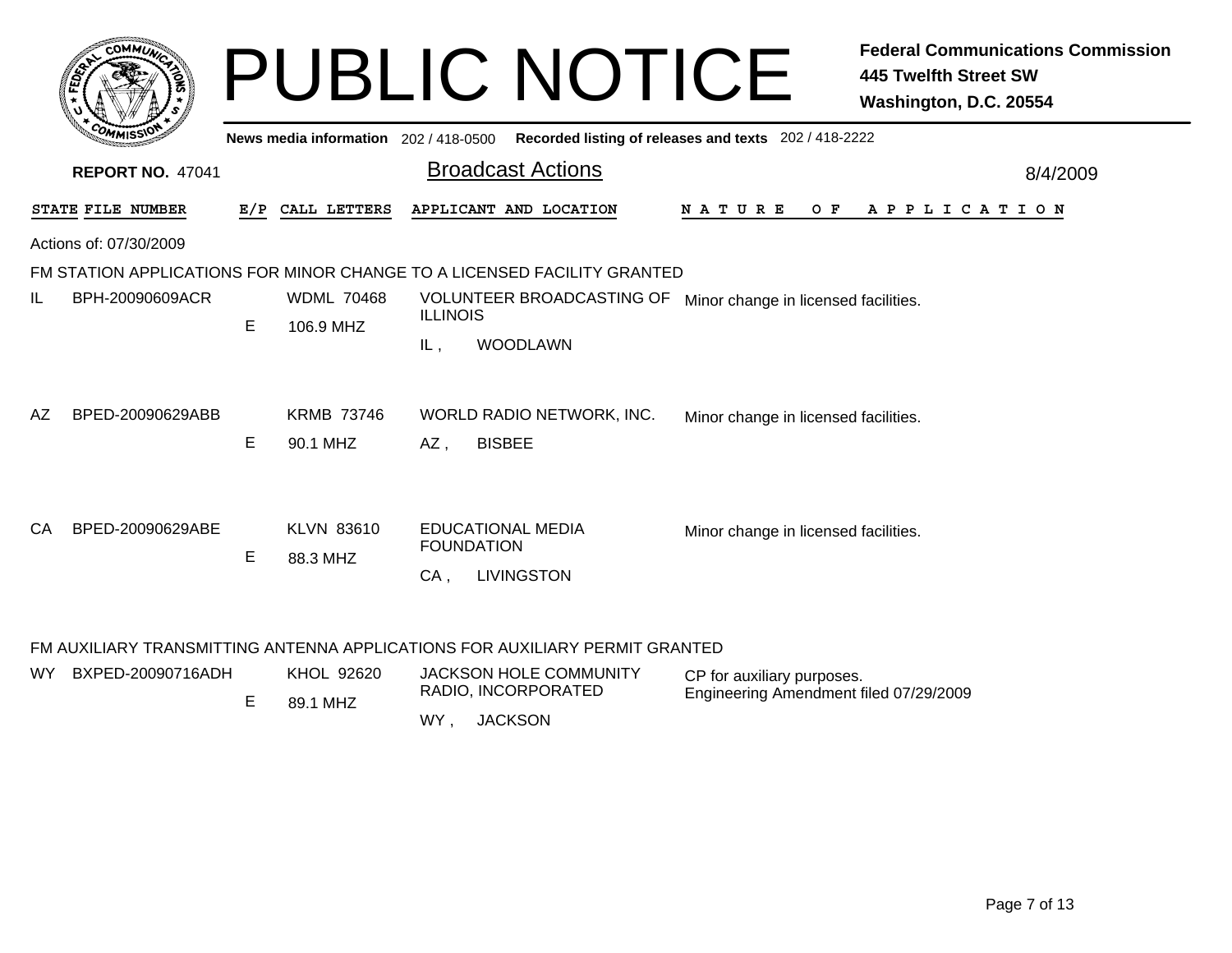# PUBLIC NOTICE

**Federal Communications Commission**
**445 Twelfth Street SW**
**Washington, D.C. 20554**

News media information 202 / 418-0500 Recorded listing of releases and texts 202 / 418-2222

**REPORT NO.** 47041

## Broadcast Actions

8/4/2009

Actions of: 07/30/2009

### FM STATION APPLICATIONS FOR MINOR CHANGE TO A LICENSED FACILITY GRANTED

| STATE | FILE NUMBER | E/P | CALL LETTERS | APPLICANT AND LOCATION | NATURE OF APPLICATION |
|---|---|---|---|---|---|
| IL | BPH-20090609ACR | E | WDML 70468<br>106.9 MHZ | VOLUNTEER BROADCASTING OF ILLINOIS<br>IL , WOODLAWN | Minor change in licensed facilities. |
| AZ | BPED-20090629ABB | E | KRMB 73746<br>90.1 MHZ | WORLD RADIO NETWORK, INC.<br>AZ , BISBEE | Minor change in licensed facilities. |
| CA | BPED-20090629ABE | E | KLVN 83610<br>88.3 MHZ | EDUCATIONAL MEDIA FOUNDATION<br>CA , LIVINGSTON | Minor change in licensed facilities. |

### FM AUXILIARY TRANSMITTING ANTENNA APPLICATIONS FOR AUXILIARY PERMIT GRANTED

| STATE | FILE NUMBER | E/P | CALL LETTERS | APPLICANT AND LOCATION | NATURE OF APPLICATION |
|---|---|---|---|---|---|
| WY | BXPED-20090716ADH | E | KHOL 92620<br>89.1 MHZ | JACKSON HOLE COMMUNITY RADIO, INCORPORATED<br>WY , JACKSON | CP for auxiliary purposes.<br>Engineering Amendment filed 07/29/2009 |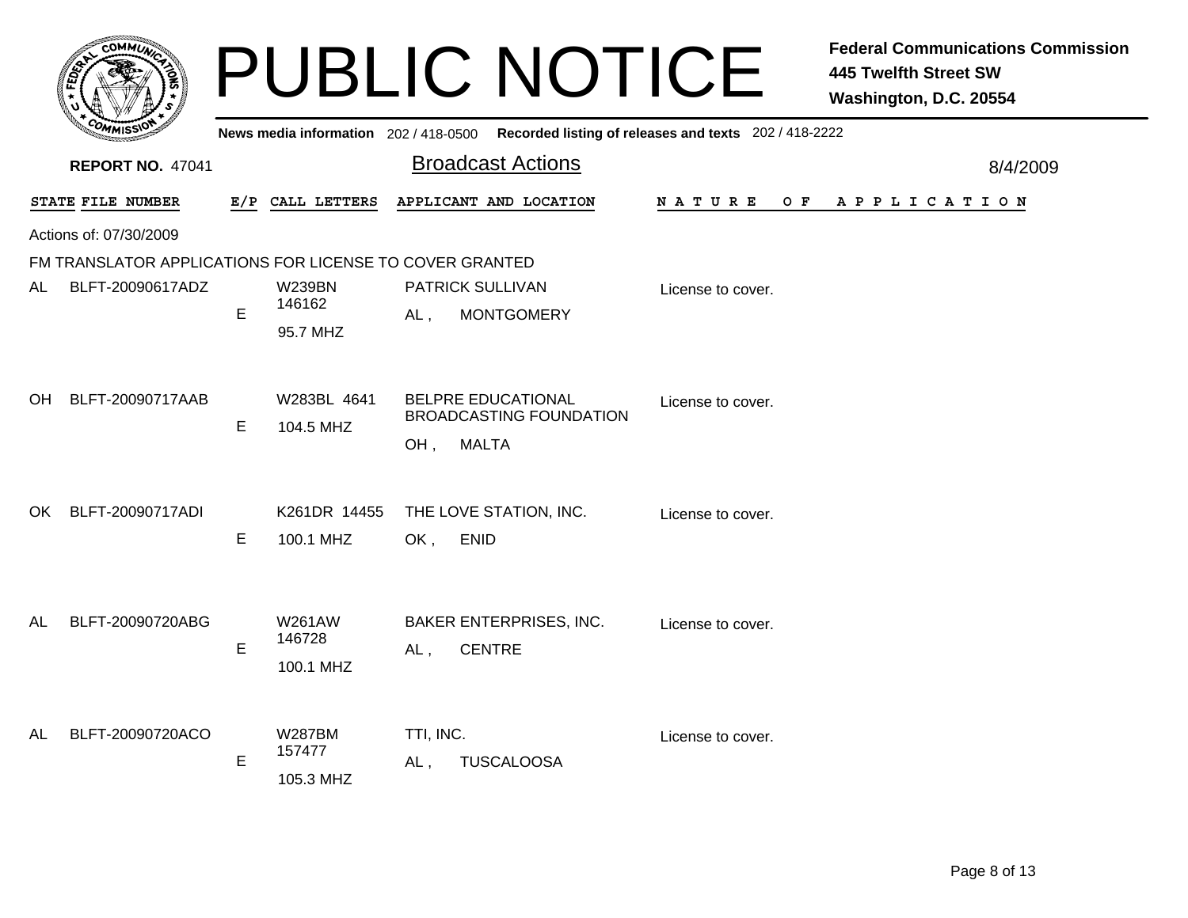# PUBLIC NOTICE

**Federal Communications Commission**
**445 Twelfth Street SW**
**Washington, D.C. 20554**

**News media information** 202 / 418-0500 **Recorded listing of releases and texts** 202 / 418-2222

**REPORT NO.** 47041

## Broadcast Actions

8/4/2009

Actions of: 07/30/2009

FM TRANSLATOR APPLICATIONS FOR LICENSE TO COVER GRANTED

| STATE | FILE NUMBER | E/P | CALL LETTERS | APPLICANT AND LOCATION | NATURE OF APPLICATION |
|---|---|---|---|---|---|
| AL | BLFT-20090617ADZ | E | W239BN 146162 95.7 MHZ | PATRICK SULLIVAN AL , MONTGOMERY | License to cover. |
| OH | BLFT-20090717AAB | E | W283BL 4641 104.5 MHZ | BELPRE EDUCATIONAL BROADCASTING FOUNDATION OH , MALTA | License to cover. |
| OK | BLFT-20090717ADI | E | K261DR 14455 100.1 MHZ | THE LOVE STATION, INC. OK , ENID | License to cover. |
| AL | BLFT-20090720ABG | E | W261AW 146728 100.1 MHZ | BAKER ENTERPRISES, INC. AL , CENTRE | License to cover. |
| AL | BLFT-20090720ACO | E | W287BM 157477 105.3 MHZ | TTI, INC. AL , TUSCALOOSA | License to cover. |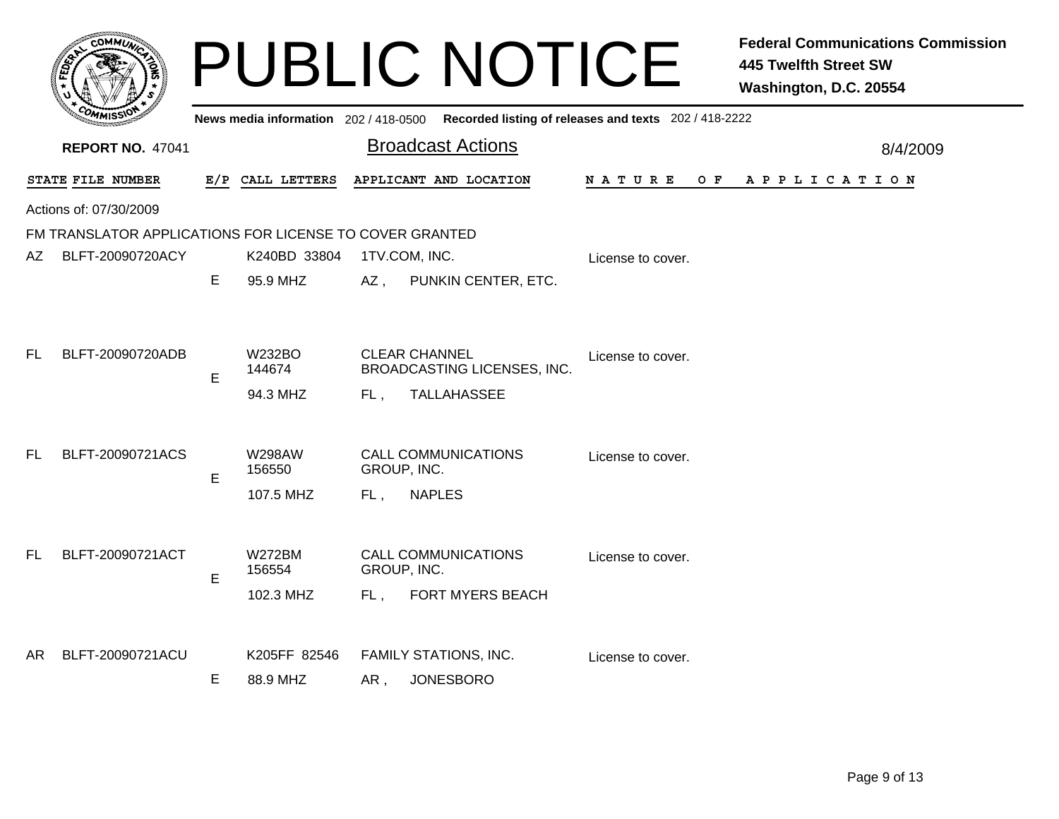# PUBLIC NOTICE

**Federal Communications Commission**
**445 Twelfth Street SW**
**Washington, D.C. 20554**

News media information 202 / 418-0500 Recorded listing of releases and texts 202 / 418-2222

**REPORT NO.** 47041

## Broadcast Actions

8/4/2009

| STATE | FILE NUMBER | E/P | CALL LETTERS | APPLICANT AND LOCATION | NATURE OF APPLICATION |
|---|---|---|---|---|---|

Actions of: 07/30/2009

FM TRANSLATOR APPLICATIONS FOR LICENSE TO COVER GRANTED

| STATE | FILE NUMBER | E/P | CALL LETTERS | APPLICANT AND LOCATION | NATURE OF APPLICATION |
|---|---|---|---|---|---|
| AZ | BLFT-20090720ACY | E | K240BD 33804<br>95.9 MHZ | 1TV.COM, INC.<br>AZ , PUNKIN CENTER, ETC. | License to cover. |
| FL | BLFT-20090720ADB | E | W232BO 144674<br>94.3 MHZ | CLEAR CHANNEL BROADCASTING LICENSES, INC.<br>FL , TALLAHASSEE | License to cover. |
| FL | BLFT-20090721ACS | E | W298AW 156550<br>107.5 MHZ | CALL COMMUNICATIONS GROUP, INC.<br>FL , NAPLES | License to cover. |
| FL | BLFT-20090721ACT | E | W272BM 156554<br>102.3 MHZ | CALL COMMUNICATIONS GROUP, INC.<br>FL , FORT MYERS BEACH | License to cover. |
| AR | BLFT-20090721ACU | E | K205FF 82546<br>88.9 MHZ | FAMILY STATIONS, INC.<br>AR , JONESBORO | License to cover. |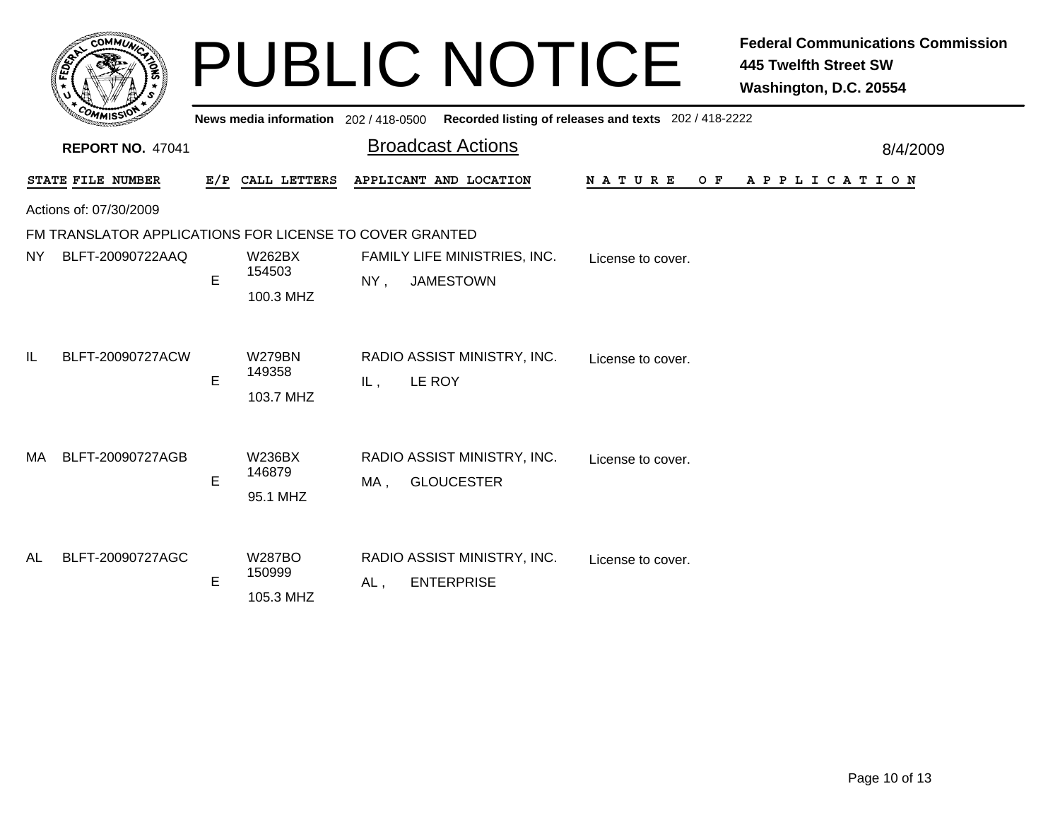# PUBLIC NOTICE

**Federal Communications Commission**
**445 Twelfth Street SW**
**Washington, D.C. 20554**

**News media information** 202 / 418-0500 **Recorded listing of releases and texts** 202 / 418-2222

**REPORT NO.** 47041

## Broadcast Actions

8/4/2009

Actions of: 07/30/2009

### FM TRANSLATOR APPLICATIONS FOR LICENSE TO COVER GRANTED

| STATE | FILE NUMBER | E/P | CALL LETTERS | APPLICANT AND LOCATION | NATURE OF APPLICATION |
|---|---|---|---|---|---|
| NY | BLFT-20090722AAQ | E | W262BX 154503 100.3 MHZ | FAMILY LIFE MINISTRIES, INC. NY , JAMESTOWN | License to cover. |
| IL | BLFT-20090727ACW | E | W279BN 149358 103.7 MHZ | RADIO ASSIST MINISTRY, INC. IL , LE ROY | License to cover. |
| MA | BLFT-20090727AGB | E | W236BX 146879 95.1 MHZ | RADIO ASSIST MINISTRY, INC. MA , GLOUCESTER | License to cover. |
| AL | BLFT-20090727AGC | E | W287BO 150999 105.3 MHZ | RADIO ASSIST MINISTRY, INC. AL , ENTERPRISE | License to cover. |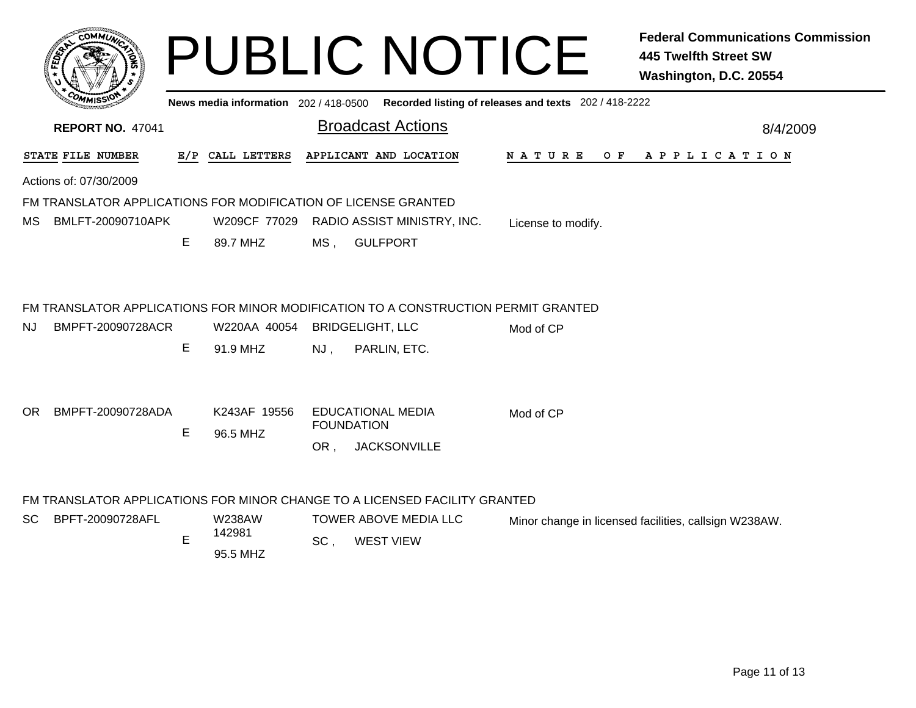# PUBLIC NOTICE

**Federal Communications Commission**
**445 Twelfth Street SW**
**Washington, D.C. 20554**

News media information 202 / 418-0500 Recorded listing of releases and texts 202 / 418-2222

**REPORT NO.** 47041

## Broadcast Actions

8/4/2009

| STATE | FILE NUMBER | E/P | CALL LETTERS | APPLICANT AND LOCATION | NATURE OF APPLICATION |
|---|---|---|---|---|---|

Actions of: 07/30/2009

### FM TRANSLATOR APPLICATIONS FOR MODIFICATION OF LICENSE GRANTED

| STATE | FILE NUMBER | E/P | CALL LETTERS | APPLICANT AND LOCATION | NATURE OF APPLICATION |
|---|---|---|---|---|---|
| MS | BMLFT-20090710APK | E | W209CF 77029 89.7 MHZ | RADIO ASSIST MINISTRY, INC. MS , GULFPORT | License to modify. |

### FM TRANSLATOR APPLICATIONS FOR MINOR MODIFICATION TO A CONSTRUCTION PERMIT GRANTED

| STATE | FILE NUMBER | E/P | CALL LETTERS | APPLICANT AND LOCATION | NATURE OF APPLICATION |
|---|---|---|---|---|---|
| NJ | BMPFT-20090728ACR | E | W220AA 40054 91.9 MHZ | BRIDGELIGHT, LLC NJ , PARLIN, ETC. | Mod of CP |
| OR | BMPFT-20090728ADA | E | K243AF 19556 96.5 MHZ | EDUCATIONAL MEDIA FOUNDATION OR , JACKSONVILLE | Mod of CP |

### FM TRANSLATOR APPLICATIONS FOR MINOR CHANGE TO A LICENSED FACILITY GRANTED

| STATE | FILE NUMBER | E/P | CALL LETTERS | APPLICANT AND LOCATION | NATURE OF APPLICATION |
|---|---|---|---|---|---|
| SC | BPFT-20090728AFL | E | W238AW 142981 95.5 MHZ | TOWER ABOVE MEDIA LLC SC , WEST VIEW | Minor change in licensed facilities, callsign W238AW. |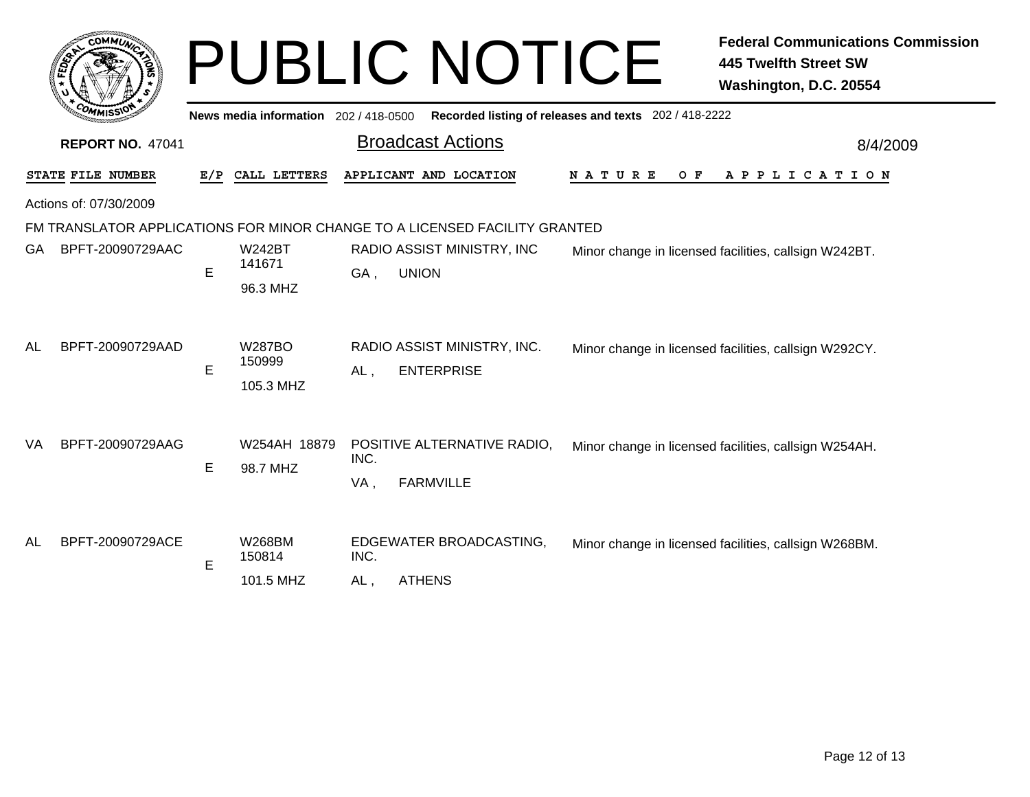# PUBLIC NOTICE

**Federal Communications Commission**
**445 Twelfth Street SW**
**Washington, D.C. 20554**

News media information 202 / 418-0500 Recorded listing of releases and texts 202 / 418-2222

**REPORT NO.** 47041

## Broadcast Actions

8/4/2009

Actions of: 07/30/2009

FM TRANSLATOR APPLICATIONS FOR MINOR CHANGE TO A LICENSED FACILITY GRANTED

| STATE | FILE NUMBER | E/P | CALL LETTERS | APPLICANT AND LOCATION | NATURE OF APPLICATION |
|---|---|---|---|---|---|
| GA | BPFT-20090729AAC | E | W242BT 141671 96.3 MHZ | RADIO ASSIST MINISTRY, INC GA , UNION | Minor change in licensed facilities, callsign W242BT. |
| AL | BPFT-20090729AAD | E | W287BO 150999 105.3 MHZ | RADIO ASSIST MINISTRY, INC. AL , ENTERPRISE | Minor change in licensed facilities, callsign W292CY. |
| VA | BPFT-20090729AAG | E | W254AH 18879 98.7 MHZ | POSITIVE ALTERNATIVE RADIO, INC. VA , FARMVILLE | Minor change in licensed facilities, callsign W254AH. |
| AL | BPFT-20090729ACE | E | W268BM 150814 101.5 MHZ | EDGEWATER BROADCASTING, INC. AL , ATHENS | Minor change in licensed facilities, callsign W268BM. |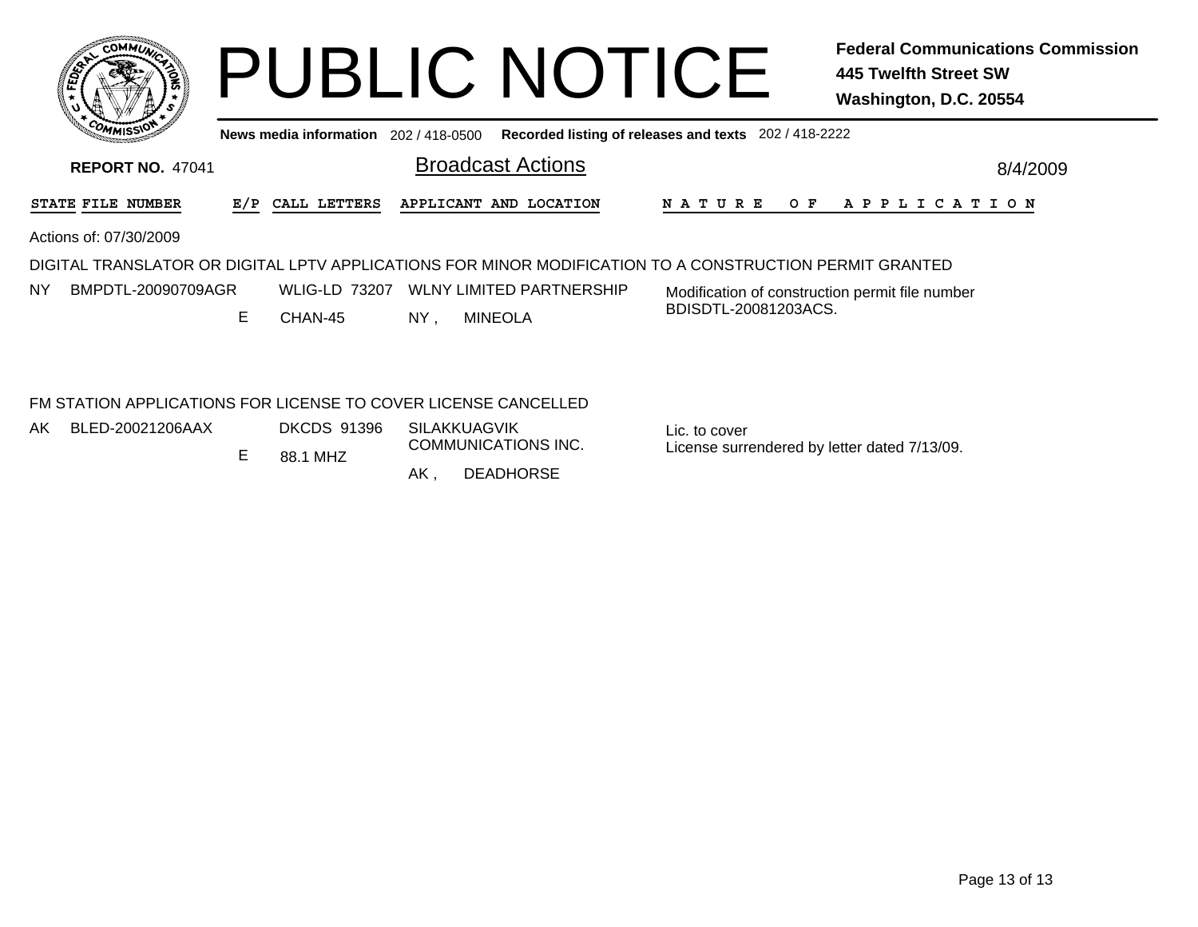# PUBLIC NOTICE

**Federal Communications Commission**
**445 Twelfth Street SW**
**Washington, D.C. 20554**

**News media information** 202 / 418-0500 **Recorded listing of releases and texts** 202 / 418-2222

**REPORT NO.** 47041

## Broadcast Actions

8/4/2009

| STATE | FILE NUMBER | E/P | CALL LETTERS | APPLICANT AND LOCATION | NATURE OF APPLICATION |
|---|---|---|---|---|---|

Actions of: 07/30/2009

DIGITAL TRANSLATOR OR DIGITAL LPTV APPLICATIONS FOR MINOR MODIFICATION TO A CONSTRUCTION PERMIT GRANTED

| STATE | FILE NUMBER | E/P | CALL LETTERS | APPLICANT AND LOCATION | NATURE OF APPLICATION |
|---|---|---|---|---|---|
| NY | BMPDTL-20090709AGR | E | WLIG-LD 73207 CHAN-45 | WLNY LIMITED PARTNERSHIP NY , MINEOLA | Modification of construction permit file number BDISDTL-20081203ACS. |

FM STATION APPLICATIONS FOR LICENSE TO COVER LICENSE CANCELLED

| STATE | FILE NUMBER | E/P | CALL LETTERS | APPLICANT AND LOCATION | NATURE OF APPLICATION |
|---|---|---|---|---|---|
| AK | BLED-20021206AAX | E | DKCDS 91396 88.1 MHZ | SILAKKUAGVIK COMMUNICATIONS INC. AK , DEADHORSE | Lic. to cover License surrendered by letter dated 7/13/09. |